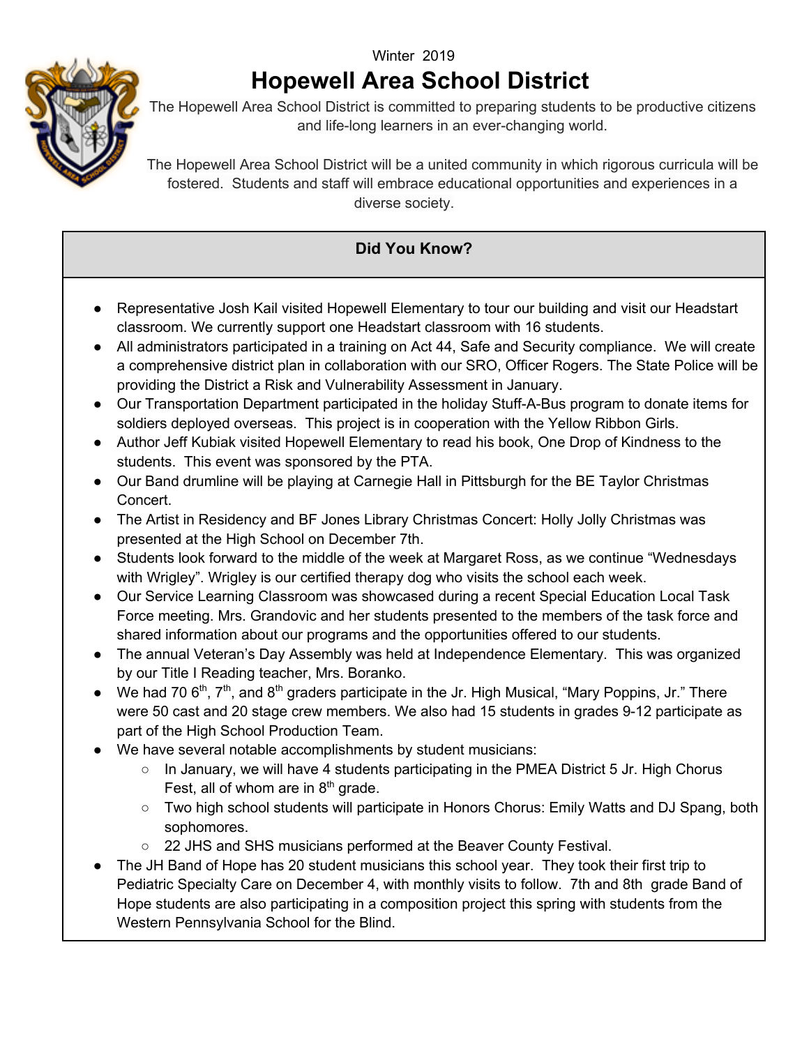Winter 2019

# Hopewell Area School District

The Hopewell Area School District is committed to preparing students to be productive citizens and life-long learners in an ever-changing world.

The Hopewell Area School District will be a united community in which rigorous curricula will be fostered. Students and staff will embrace educational opportunities and experiences in a diverse society.

## Did You Know?

- Representative Josh Kail visited Hopewell Elementary to tour our building and visit our Headstart classroom. We currently support one Headstart classroom with 16 students.
- All administrators participated in a training on Act 44, Safe and Security compliance. We will create a comprehensive district plan in collaboration with our SRO, Officer Rogers. The State Police will be providing the District a Risk and Vulnerability Assessment in January.
- Our Transportation Department participated in the holiday Stuff-A-Bus program to donate items for soldiers deployed overseas. This project is in cooperation with the Yellow Ribbon Girls.
- Author Jeff Kubiak visited Hopewell Elementary to read his book, One Drop of Kindness to the students. This event was sponsored by the PTA.
- Our Band drumline will be playing at Carnegie Hall in Pittsburgh for the BE Taylor Christmas Concert.
- The Artist in Residency and BF Jones Library Christmas Concert: Holly Jolly Christmas was presented at the High School on December 7th.
- Students look forward to the middle of the week at Margaret Ross, as we continue "Wednesdays with Wrigley". Wrigley is our certified therapy dog who visits the school each week.
- Our Service Learning Classroom was showcased during a recent Special Education Local Task Force meeting. Mrs. Grandovic and her students presented to the members of the task force and shared information about our programs and the opportunities offered to our students.
- The annual Veteran's Day Assembly was held at Independence Elementary. This was organized by our Title I Reading teacher, Mrs. Boranko.
- We had 70 6th, 7th, and 8th graders participate in the Jr. High Musical, "Mary Poppins, Jr." There were 50 cast and 20 stage crew members. We also had 15 students in grades 9-12 participate as part of the High School Production Team.
- We have several notable accomplishments by student musicians:
  - In January, we will have 4 students participating in the PMEA District 5 Jr. High Chorus Fest, all of whom are in 8th grade.
  - Two high school students will participate in Honors Chorus: Emily Watts and DJ Spang, both sophomores.
  - 22 JHS and SHS musicians performed at the Beaver County Festival.
- The JH Band of Hope has 20 student musicians this school year. They took their first trip to Pediatric Specialty Care on December 4, with monthly visits to follow. 7th and 8th grade Band of Hope students are also participating in a composition project this spring with students from the Western Pennsylvania School for the Blind.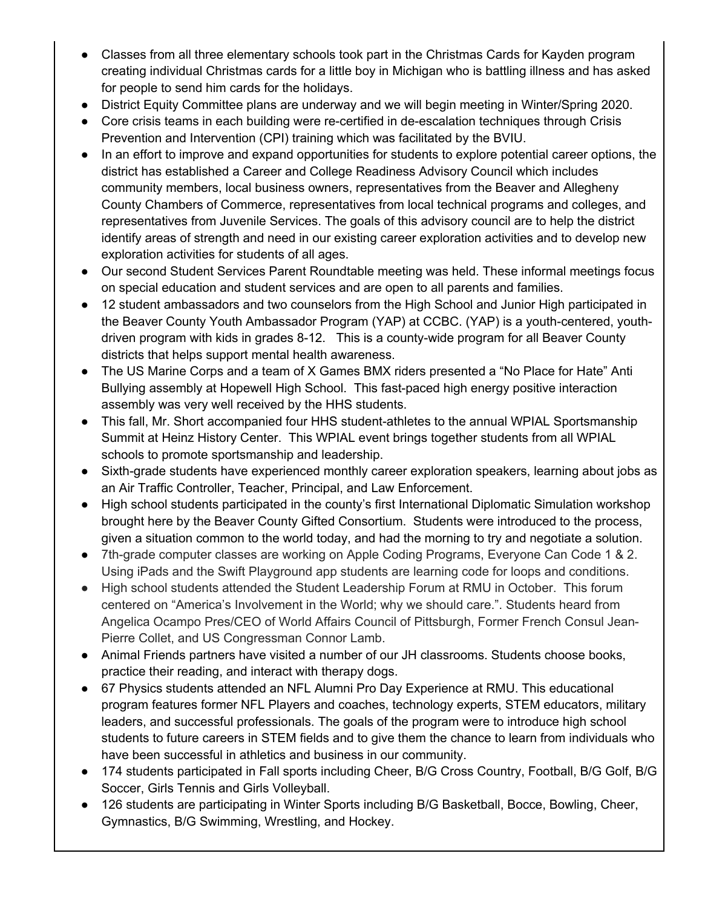- Classes from all three elementary schools took part in the Christmas Cards for Kayden program creating individual Christmas cards for a little boy in Michigan who is battling illness and has asked for people to send him cards for the holidays.
- District Equity Committee plans are underway and we will begin meeting in Winter/Spring 2020.
- Core crisis teams in each building were re-certified in de-escalation techniques through Crisis Prevention and Intervention (CPI) training which was facilitated by the BVIU.
- In an effort to improve and expand opportunities for students to explore potential career options, the district has established a Career and College Readiness Advisory Council which includes community members, local business owners, representatives from the Beaver and Allegheny County Chambers of Commerce, representatives from local technical programs and colleges, and representatives from Juvenile Services. The goals of this advisory council are to help the district identify areas of strength and need in our existing career exploration activities and to develop new exploration activities for students of all ages.
- Our second Student Services Parent Roundtable meeting was held. These informal meetings focus on special education and student services and are open to all parents and families.
- 12 student ambassadors and two counselors from the High School and Junior High participated in the Beaver County Youth Ambassador Program (YAP) at CCBC. (YAP) is a youth-centered, youth-driven program with kids in grades 8-12. This is a county-wide program for all Beaver County districts that helps support mental health awareness.
- The US Marine Corps and a team of X Games BMX riders presented a "No Place for Hate" Anti Bullying assembly at Hopewell High School. This fast-paced high energy positive interaction assembly was very well received by the HHS students.
- This fall, Mr. Short accompanied four HHS student-athletes to the annual WPIAL Sportsmanship Summit at Heinz History Center. This WPIAL event brings together students from all WPIAL schools to promote sportsmanship and leadership.
- Sixth-grade students have experienced monthly career exploration speakers, learning about jobs as an Air Traffic Controller, Teacher, Principal, and Law Enforcement.
- High school students participated in the county's first International Diplomatic Simulation workshop brought here by the Beaver County Gifted Consortium. Students were introduced to the process, given a situation common to the world today, and had the morning to try and negotiate a solution.
- 7th-grade computer classes are working on Apple Coding Programs, Everyone Can Code 1 & 2. Using iPads and the Swift Playground app students are learning code for loops and conditions.
- High school students attended the Student Leadership Forum at RMU in October. This forum centered on "America's Involvement in the World; why we should care.". Students heard from Angelica Ocampo Pres/CEO of World Affairs Council of Pittsburgh, Former French Consul Jean-Pierre Collet, and US Congressman Connor Lamb.
- Animal Friends partners have visited a number of our JH classrooms. Students choose books, practice their reading, and interact with therapy dogs.
- 67 Physics students attended an NFL Alumni Pro Day Experience at RMU. This educational program features former NFL Players and coaches, technology experts, STEM educators, military leaders, and successful professionals. The goals of the program were to introduce high school students to future careers in STEM fields and to give them the chance to learn from individuals who have been successful in athletics and business in our community.
- 174 students participated in Fall sports including Cheer, B/G Cross Country, Football, B/G Golf, B/G Soccer, Girls Tennis and Girls Volleyball.
- 126 students are participating in Winter Sports including B/G Basketball, Bocce, Bowling, Cheer, Gymnastics, B/G Swimming, Wrestling, and Hockey.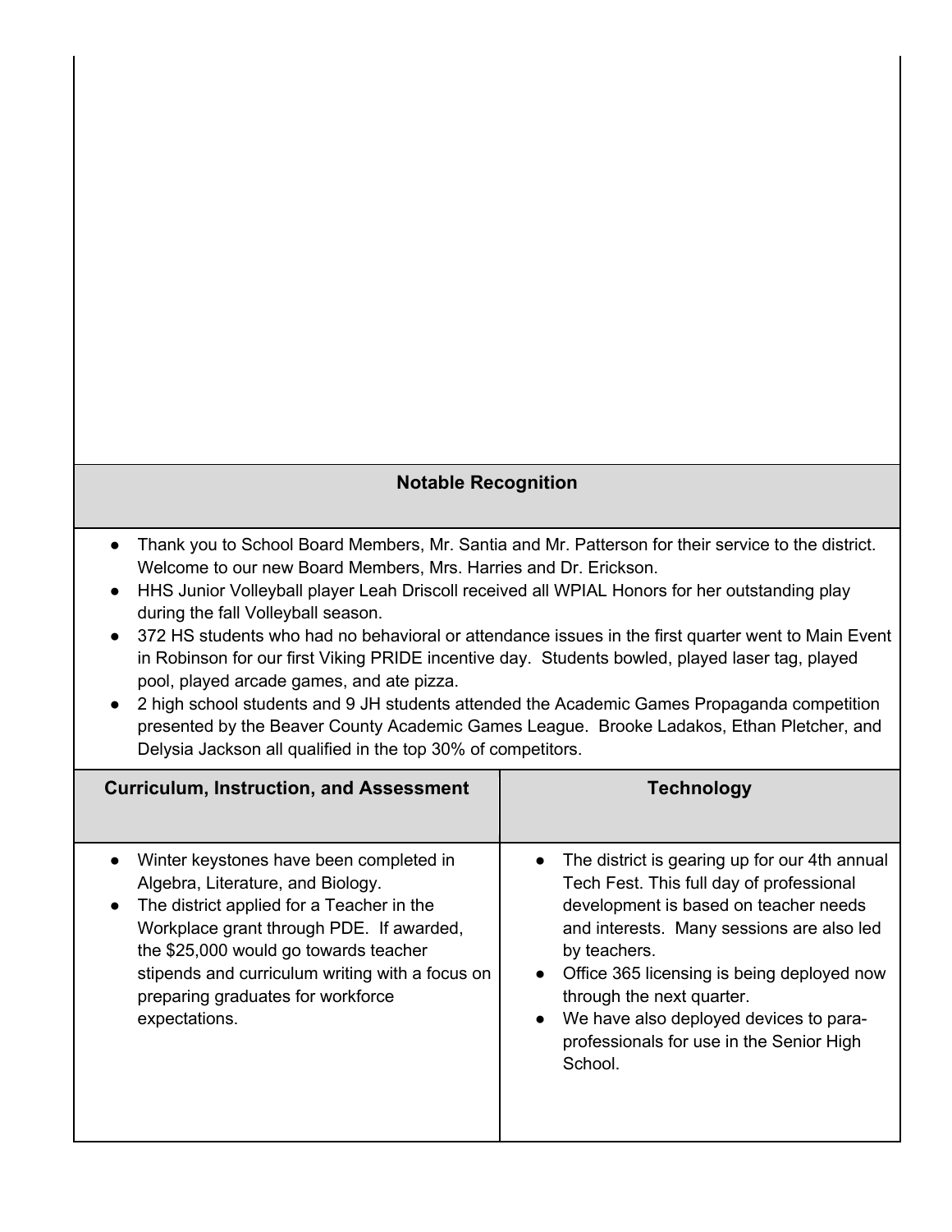| Notable Recognition |
|---|
| • Thank you to School Board Members, Mr. Santia and Mr. Patterson for their service to the district. Welcome to our new Board Members, Mrs. Harries and Dr. Erickson.<br>• HHS Junior Volleyball player Leah Driscoll received all WPIAL Honors for her outstanding play during the fall Volleyball season.<br>• 372 HS students who had no behavioral or attendance issues in the first quarter went to Main Event in Robinson for our first Viking PRIDE incentive day. Students bowled, played laser tag, played pool, played arcade games, and ate pizza.<br>• 2 high school students and 9 JH students attended the Academic Games Propaganda competition presented by the Beaver County Academic Games League. Brooke Ladakos, Ethan Pletcher, and Delysia Jackson all qualified in the top 30% of competitors. |

| Curriculum, Instruction, and Assessment | Technology |
|---|---|
| • Winter keystones have been completed in Algebra, Literature, and Biology.<br>• The district applied for a Teacher in the Workplace grant through PDE. If awarded, the $25,000 would go towards teacher stipends and curriculum writing with a focus on preparing graduates for workforce expectations. | • The district is gearing up for our 4th annual Tech Fest. This full day of professional development is based on teacher needs and interests. Many sessions are also led by teachers.<br>• Office 365 licensing is being deployed now through the next quarter.<br>• We have also deployed devices to para-professionals for use in the Senior High School. |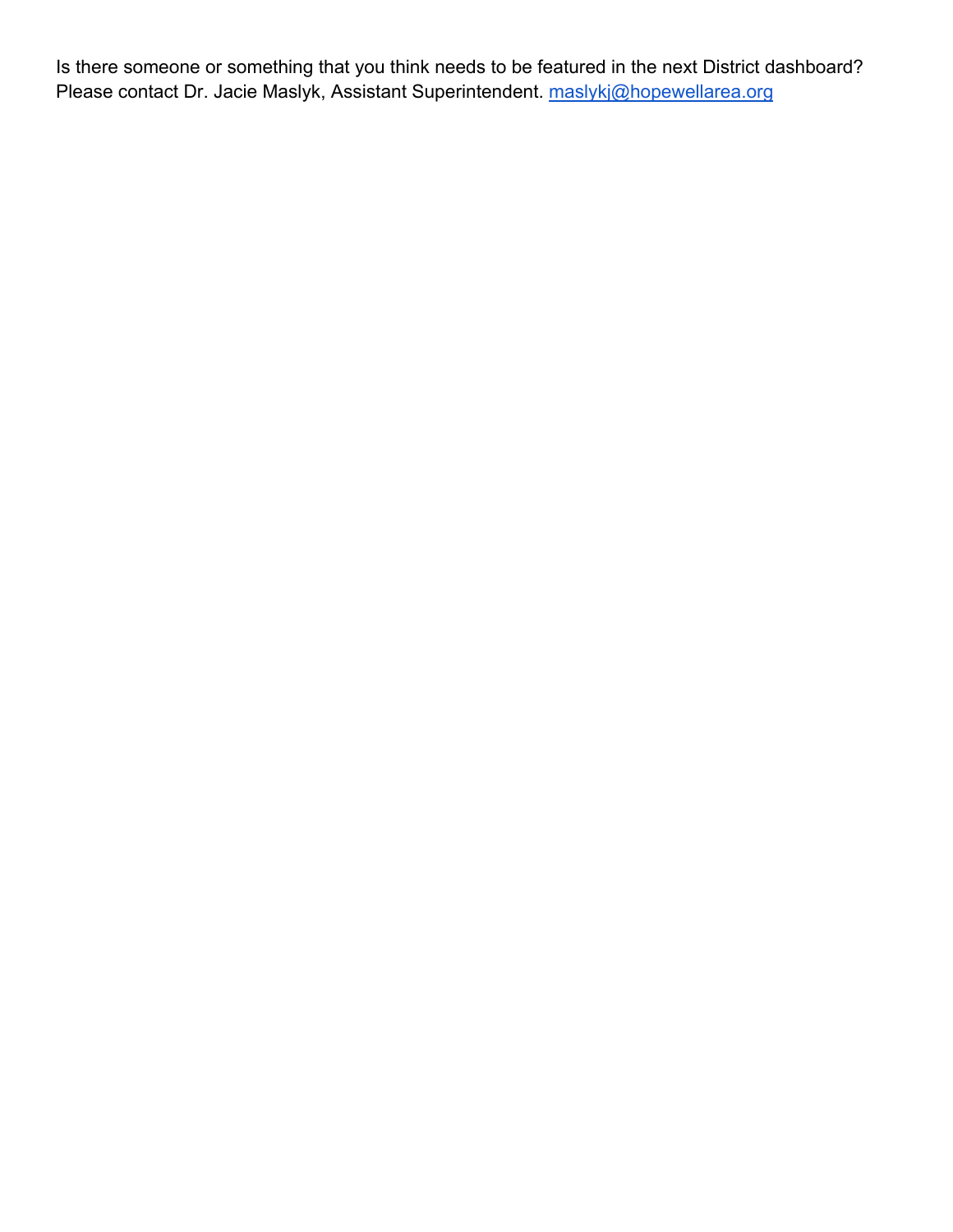Is there someone or something that you think needs to be featured in the next District dashboard? Please contact Dr. Jacie Maslyk, Assistant Superintendent. [maslykj@hopewellarea.org](mailto:maslykj@hopewellarea.org)